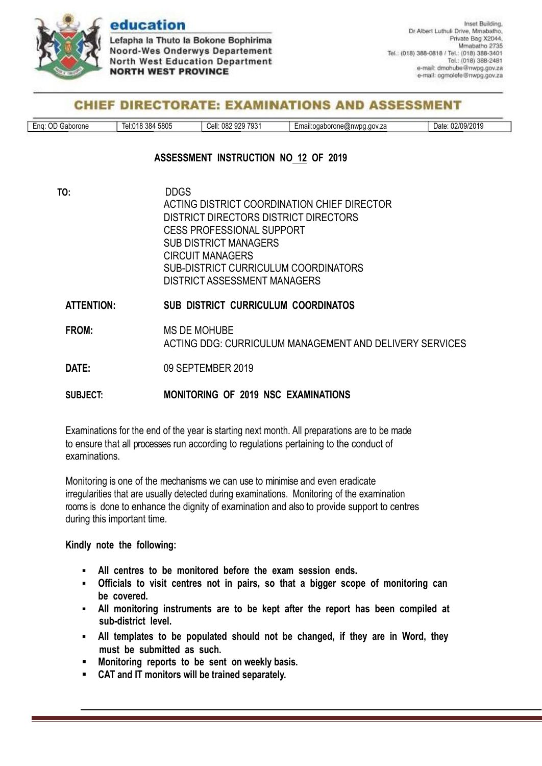**education**

Lefapha la Thuto la Bokone Bophirima
Noord-Wes Onderwys Departement
North West Education Department
**NORTH WEST PROVINCE**

Inset Building,
Dr Albert Luthuli Drive, Mmabatho,
Private Bag X2044,
Mmabatho 2735
Tel.: (018) 388-0818 / Tel.: (018) 388-3401
Tel.: (018) 388-2481
e-mail: dmohube@nwpg.gov.za
e-mail: ogmolefe@nwpg.gov.za

## CHIEF DIRECTORATE: EXAMINATIONS AND ASSESSMENT

| Enq: OD Gaborone | Tel:018 384 5805 | Cell: 082 929 7931 | Email:ogaborone@nwpg.gov.za | Date: 02/09/2019 |
|---|---|---|---|---|

### ASSESSMENT INSTRUCTION NO 12 OF 2019

**TO:** DDGS
ACTING DISTRICT COORDINATION CHIEF DIRECTOR
DISTRICT DIRECTORS DISTRICT DIRECTORS
CESS PROFESSIONAL SUPPORT
SUB DISTRICT MANAGERS
CIRCUIT MANAGERS
SUB-DISTRICT CURRICULUM COORDINATORS
DISTRICT ASSESSMENT MANAGERS

**ATTENTION:** **SUB DISTRICT CURRICULUM COORDINATOS**

**FROM:** MS DE MOHUBE
ACTING DDG: CURRICULUM MANAGEMENT AND DELIVERY SERVICES

**DATE:** 09 SEPTEMBER 2019

**SUBJECT:** **MONITORING OF 2019 NSC EXAMINATIONS**

Examinations for the end of the year is starting next month. All preparations are to be made to ensure that all processes run according to regulations pertaining to the conduct of examinations.

Monitoring is one of the mechanisms we can use to minimise and even eradicate irregularities that are usually detected during examinations. Monitoring of the examination rooms is done to enhance the dignity of examination and also to provide support to centres during this important time.

**Kindly note the following:**

- **All centres to be monitored before the exam session ends.**
- **Officials to visit centres not in pairs, so that a bigger scope of monitoring can be covered.**
- **All monitoring instruments are to be kept after the report has been compiled at sub-district level.**
- **All templates to be populated should not be changed, if they are in Word, they must be submitted as such.**
- **Monitoring reports to be sent on weekly basis.**
- **CAT and IT monitors will be trained separately.**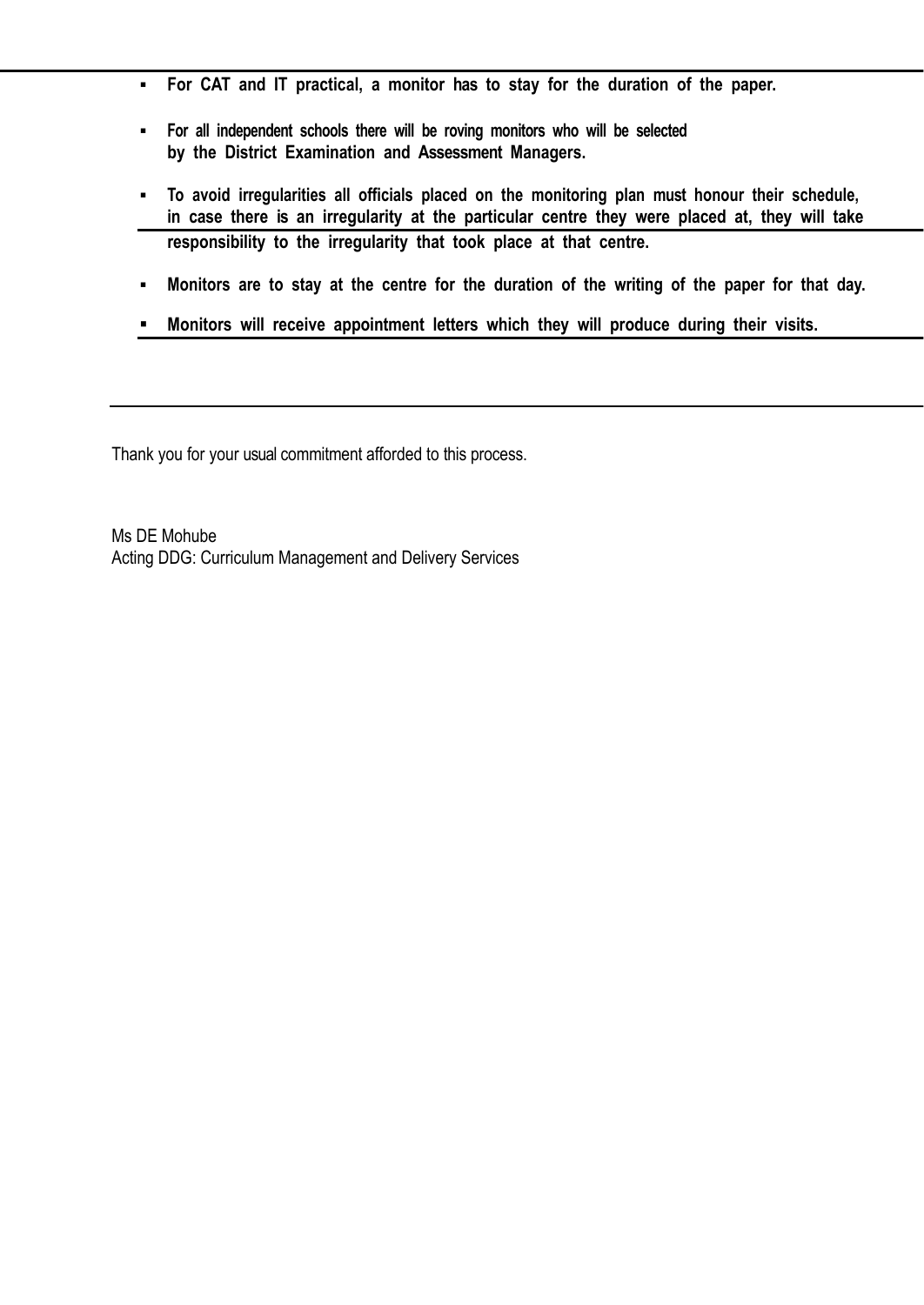- **For CAT and IT practical, a monitor has to stay for the duration of the paper.**
- **For all independent schools there will be roving monitors who will be selected by the District Examination and Assessment Managers.**
- **To avoid irregularities all officials placed on the monitoring plan must honour their schedule, in case there is an irregularity at the particular centre they were placed at, they will take responsibility to the irregularity that took place at that centre.**
- **Monitors are to stay at the centre for the duration of the writing of the paper for that day.**
- **Monitors will receive appointment letters which they will produce during their visits.**

Thank you for your usual commitment afforded to this process.

Ms DE Mohube
Acting DDG: Curriculum Management and Delivery Services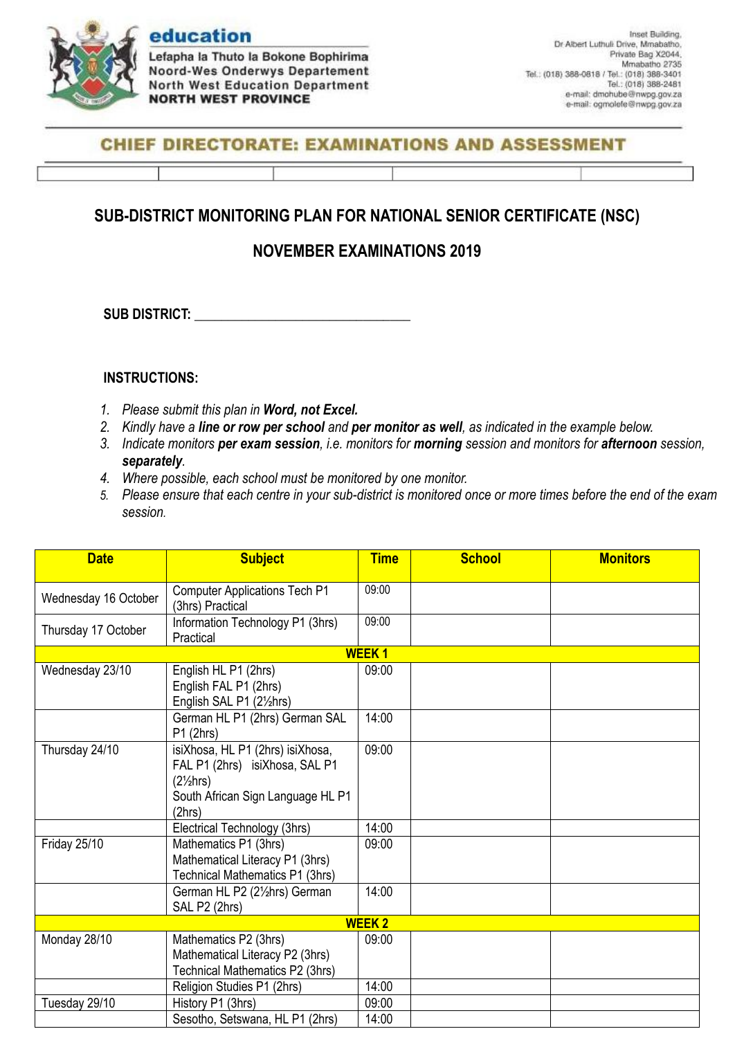**education**

Lefapha la Thuto la Bokone Bophirima
Noord-Wes Onderwys Departement
North West Education Department
NORTH WEST PROVINCE

Inset Building,
Dr Albert Luthuli Drive, Mmabatho,
Private Bag X2044,
Mmabatho 2735
Tel.: (018) 388-0818 / Tel.: (018) 388-3401
Tel.: (018) 388-2481
e-mail: dmohube@nwpg.gov.za
e-mail: ogmolefe@nwpg.gov.za

**CHIEF DIRECTORATE: EXAMINATIONS AND ASSESSMENT**

## SUB-DISTRICT MONITORING PLAN FOR NATIONAL SENIOR CERTIFICATE (NSC)

## NOVEMBER EXAMINATIONS 2019

**SUB DISTRICT:** ________________________________

**INSTRUCTIONS:**

1. *Please submit this plan in **Word, not Excel.***
2. *Kindly have a **line or row per school** and **per monitor as well**, as indicated in the example below.*
3. *Indicate monitors **per exam session**, i.e. monitors for **morning** session and monitors for **afternoon** session, **separately**.*
4. *Where possible, each school must be monitored by one monitor.*
5. *Please ensure that each centre in your sub-district is monitored once or more times before the end of the exam session.*

| Date | Subject | Time | School | Monitors |
|---|---|---|---|---|
| Wednesday 16 October | Computer Applications Tech P1 (3hrs) Practical | 09:00 | | |
| Thursday 17 October | Information Technology P1 (3hrs) Practical | 09:00 | | |
| **WEEK 1** | | | | |
| Wednesday 23/10 | English HL P1 (2hrs)<br>English FAL P1 (2hrs)<br>English SAL P1 (2½hrs) | 09:00 | | |
| | German HL P1 (2hrs) German SAL P1 (2hrs) | 14:00 | | |
| Thursday 24/10 | isiXhosa, HL P1 (2hrs) isiXhosa, FAL P1 (2hrs) isiXhosa, SAL P1 (2½hrs)<br>South African Sign Language HL P1 (2hrs) | 09:00 | | |
| | Electrical Technology (3hrs) | 14:00 | | |
| Friday 25/10 | Mathematics P1 (3hrs)<br>Mathematical Literacy P1 (3hrs)<br>Technical Mathematics P1 (3hrs) | 09:00 | | |
| | German HL P2 (2½hrs) German SAL P2 (2hrs) | 14:00 | | |
| **WEEK 2** | | | | |
| Monday 28/10 | Mathematics P2 (3hrs)<br>Mathematical Literacy P2 (3hrs)<br>Technical Mathematics P2 (3hrs) | 09:00 | | |
| | Religion Studies P1 (2hrs) | 14:00 | | |
| Tuesday 29/10 | History P1 (3hrs) | 09:00 | | |
| | Sesotho, Setswana, HL P1 (2hrs) | 14:00 | | |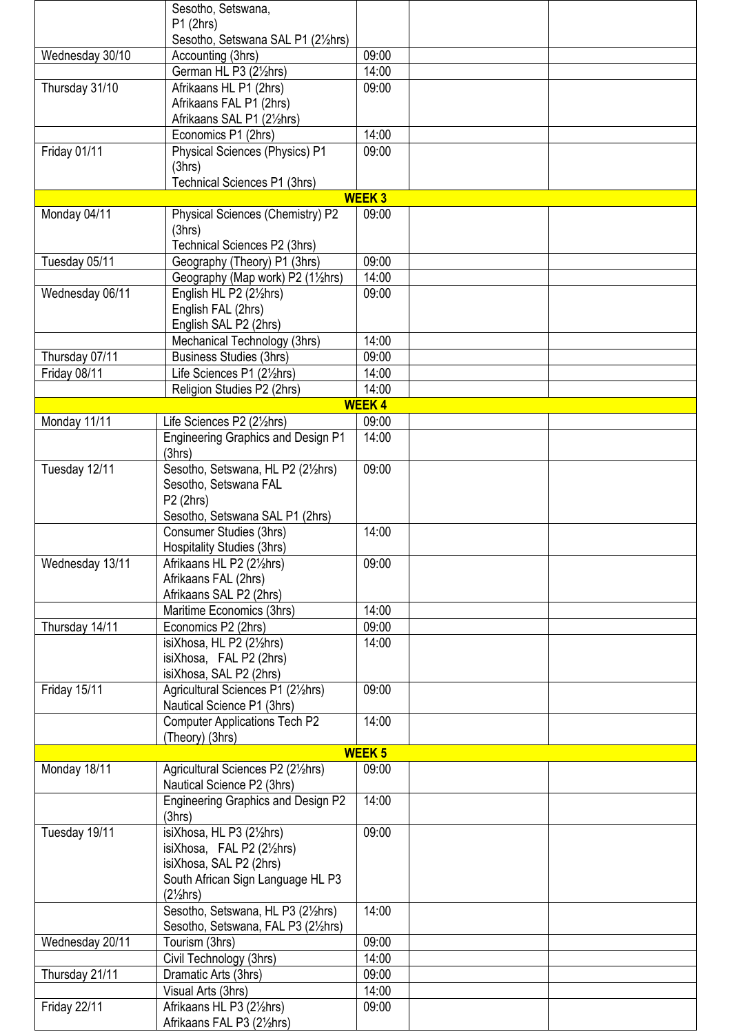| | | | | |
|---|---|---|---|---|
| | Sesotho, Setswana, P1 (2hrs) Sesotho, Setswana SAL P1 (2½hrs) | | | |
| Wednesday 30/10 | Accounting (3hrs) | 09:00 | | |
| | German HL P3 (2½hrs) | 14:00 | | |
| Thursday 31/10 | Afrikaans HL P1 (2hrs) Afrikaans FAL P1 (2hrs) Afrikaans SAL P1 (2½hrs) | 09:00 | | |
| | Economics P1 (2hrs) | 14:00 | | |
| Friday 01/11 | Physical Sciences (Physics) P1 (3hrs) Technical Sciences P1 (3hrs) | 09:00 | | |
| | | **WEEK 3** | | |
| Monday 04/11 | Physical Sciences (Chemistry) P2 (3hrs) Technical Sciences P2 (3hrs) | 09:00 | | |
| Tuesday 05/11 | Geography (Theory) P1 (3hrs) | 09:00 | | |
| | Geography (Map work) P2 (1½hrs) | 14:00 | | |
| Wednesday 06/11 | English HL P2 (2½hrs) English FAL (2hrs) English SAL P2 (2hrs) | 09:00 | | |
| | Mechanical Technology (3hrs) | 14:00 | | |
| Thursday 07/11 | Business Studies (3hrs) | 09:00 | | |
| Friday 08/11 | Life Sciences P1 (2½hrs) | 14:00 | | |
| | Religion Studies P2 (2hrs) | 14:00 | | |
| | | **WEEK 4** | | |
| Monday 11/11 | Life Sciences P2 (2½hrs) | 09:00 | | |
| | Engineering Graphics and Design P1 (3hrs) | 14:00 | | |
| Tuesday 12/11 | Sesotho, Setswana, HL P2 (2½hrs) Sesotho, Setswana FAL P2 (2hrs) Sesotho, Setswana SAL P1 (2hrs) | 09:00 | | |
| | Consumer Studies (3hrs) Hospitality Studies (3hrs) | 14:00 | | |
| Wednesday 13/11 | Afrikaans HL P2 (2½hrs) Afrikaans FAL (2hrs) Afrikaans SAL P2 (2hrs) | 09:00 | | |
| | Maritime Economics (3hrs) | 14:00 | | |
| Thursday 14/11 | Economics P2 (2hrs) | 09:00 | | |
| | isiXhosa, HL P2 (2½hrs) isiXhosa, FAL P2 (2hrs) isiXhosa, SAL P2 (2hrs) | 14:00 | | |
| Friday 15/11 | Agricultural Sciences P1 (2½hrs) Nautical Science P1 (3hrs) | 09:00 | | |
| | Computer Applications Tech P2 (Theory) (3hrs) | 14:00 | | |
| | | **WEEK 5** | | |
| Monday 18/11 | Agricultural Sciences P2 (2½hrs) Nautical Science P2 (3hrs) | 09:00 | | |
| | Engineering Graphics and Design P2 (3hrs) | 14:00 | | |
| Tuesday 19/11 | isiXhosa, HL P3 (2½hrs) isiXhosa, FAL P2 (2½hrs) isiXhosa, SAL P2 (2hrs) South African Sign Language HL P3 (2½hrs) | 09:00 | | |
| | Sesotho, Setswana, HL P3 (2½hrs) Sesotho, Setswana, FAL P3 (2½hrs) | 14:00 | | |
| Wednesday 20/11 | Tourism (3hrs) | 09:00 | | |
| | Civil Technology (3hrs) | 14:00 | | |
| Thursday 21/11 | Dramatic Arts (3hrs) | 09:00 | | |
| | Visual Arts (3hrs) | 14:00 | | |
| Friday 22/11 | Afrikaans HL P3 (2½hrs) Afrikaans FAL P3 (2½hrs) | 09:00 | | |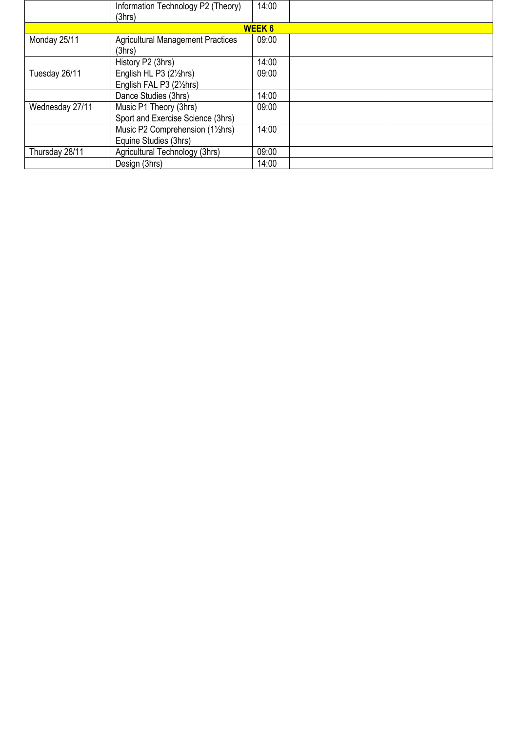| | | | | |
|---|---|---|---|---|
| | Information Technology P2 (Theory) (3hrs) | 14:00 | | |
| **WEEK 6** | | | | |
| Monday 25/11 | Agricultural Management Practices (3hrs) | 09:00 | | |
| | History P2 (3hrs) | 14:00 | | |
| Tuesday 26/11 | English HL P3 (2½hrs)<br>English FAL P3 (2½hrs) | 09:00 | | |
| | Dance Studies (3hrs) | 14:00 | | |
| Wednesday 27/11 | Music P1 Theory (3hrs)<br>Sport and Exercise Science (3hrs) | 09:00 | | |
| | Music P2 Comprehension (1½hrs)<br>Equine Studies (3hrs) | 14:00 | | |
| Thursday 28/11 | Agricultural Technology (3hrs) | 09:00 | | |
| | Design (3hrs) | 14:00 | | |